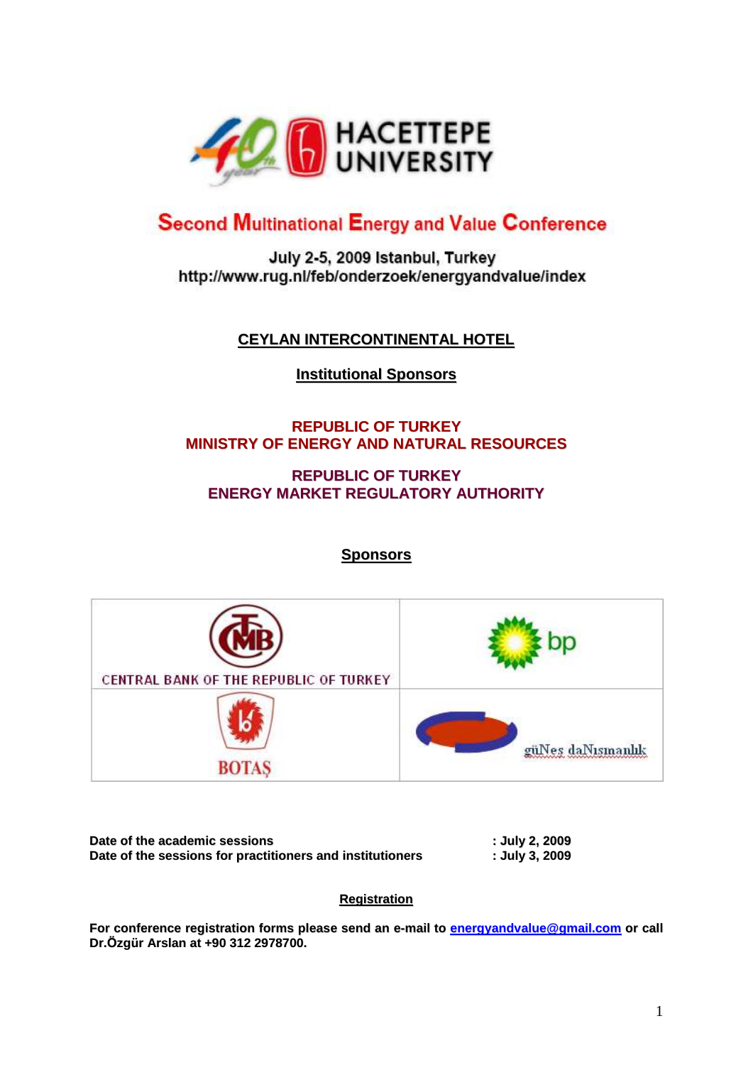HACETTEPE UNIVERSITY

# Second Multinational Energy and Value Conference

July 2-5, 2009 Istanbul, Turkey
http://www.rug.nl/feb/onderzoek/energyandvalue/index

## CEYLAN INTERCONTINENTAL HOTEL

## Institutional Sponsors

**REPUBLIC OF TURKEY**
**MINISTRY OF ENERGY AND NATURAL RESOURCES**

**REPUBLIC OF TURKEY**
**ENERGY MARKET REGULATORY AUTHORITY**

## Sponsors

| | |
|---|---|
| CENTRAL BANK OF THE REPUBLIC OF TURKEY | bp |
| BOTAŞ | güNes daNışmanlık |

**Date of the academic sessions : July 2, 2009**
**Date of the sessions for practitioners and institutioners : July 3, 2009**

## Registration

**For conference registration forms please send an e-mail to energyandvalue@gmail.com or call Dr.Özgür Arslan at +90 312 2978700.**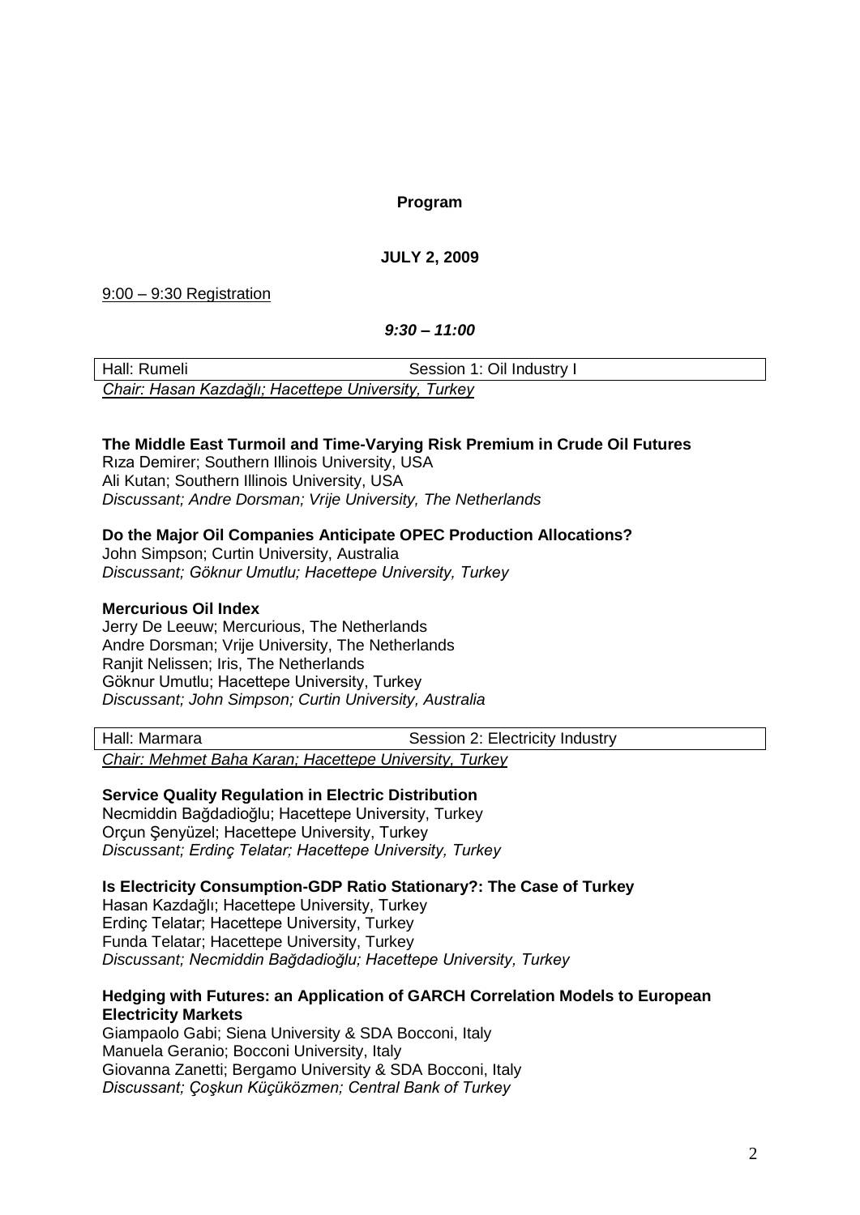**Program**

**JULY 2, 2009**

9:00 – 9:30 Registration

***9:30 – 11:00***

| Hall: Rumeli | Session 1: Oil Industry I |
| --- | --- |

*Chair: Hasan Kazdağlı; Hacettepe University, Turkey*

**The Middle East Turmoil and Time-Varying Risk Premium in Crude Oil Futures**
Rıza Demirer; Southern Illinois University, USA
Ali Kutan; Southern Illinois University, USA
*Discussant; Andre Dorsman; Vrije University, The Netherlands*

**Do the Major Oil Companies Anticipate OPEC Production Allocations?**
John Simpson; Curtin University, Australia
*Discussant; Göknur Umutlu; Hacettepe University, Turkey*

**Mercurious Oil Index**
Jerry De Leeuw; Mercurious, The Netherlands
Andre Dorsman; Vrije University, The Netherlands
Ranjit Nelissen; Iris, The Netherlands
Göknur Umutlu; Hacettepe University, Turkey
*Discussant; John Simpson; Curtin University, Australia*

| Hall: Marmara | Session 2: Electricity Industry |
| --- | --- |

*Chair: Mehmet Baha Karan; Hacettepe University, Turkey*

**Service Quality Regulation in Electric Distribution**
Necmiddin Bağdadioğlu; Hacettepe University, Turkey
Orçun Şenyüzel; Hacettepe University, Turkey
*Discussant; Erdinç Telatar; Hacettepe University, Turkey*

**Is Electricity Consumption-GDP Ratio Stationary?: The Case of Turkey**
Hasan Kazdağlı; Hacettepe University, Turkey
Erdinç Telatar; Hacettepe University, Turkey
Funda Telatar; Hacettepe University, Turkey
*Discussant; Necmiddin Bağdadioğlu; Hacettepe University, Turkey*

**Hedging with Futures: an Application of GARCH Correlation Models to European Electricity Markets**
Giampaolo Gabi; Siena University & SDA Bocconi, Italy
Manuela Geranio; Bocconi University, Italy
Giovanna Zanetti; Bergamo University & SDA Bocconi, Italy
*Discussant; Çoşkun Küçüközmen; Central Bank of Turkey*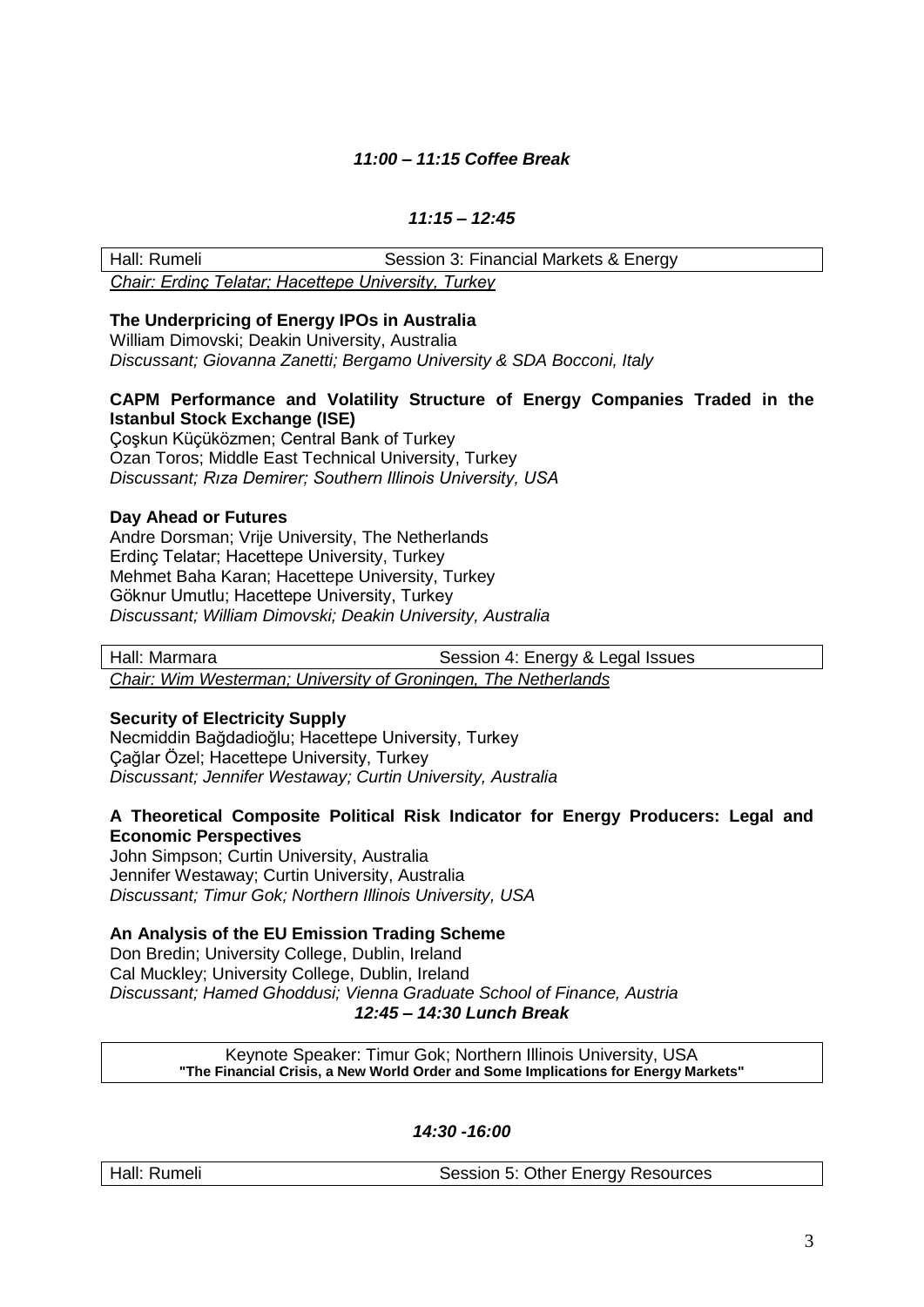***11:00 – 11:15 Coffee Break***

***11:15 – 12:45***

| Hall: Rumeli | Session 3: Financial Markets & Energy |
|---|---|

*Chair: Erdinç Telatar; Hacettepe University, Turkey*

**The Underpricing of Energy IPOs in Australia**
William Dimovski; Deakin University, Australia
*Discussant; Giovanna Zanetti; Bergamo University & SDA Bocconi, Italy*

**CAPM Performance and Volatility Structure of Energy Companies Traded in the Istanbul Stock Exchange (ISE)**
Çoşkun Küçüközmen; Central Bank of Turkey
Ozan Toros; Middle East Technical University, Turkey
*Discussant; Rıza Demirer; Southern Illinois University, USA*

**Day Ahead or Futures**
Andre Dorsman; Vrije University, The Netherlands
Erdinç Telatar; Hacettepe University, Turkey
Mehmet Baha Karan; Hacettepe University, Turkey
Göknur Umutlu; Hacettepe University, Turkey
*Discussant; William Dimovski; Deakin University, Australia*

| Hall: Marmara | Session 4: Energy & Legal Issues |
|---|---|

*Chair: Wim Westerman; University of Groningen, The Netherlands*

**Security of Electricity Supply**
Necmiddin Bağdadioğlu; Hacettepe University, Turkey
Çağlar Özel; Hacettepe University, Turkey
*Discussant; Jennifer Westaway; Curtin University, Australia*

**A Theoretical Composite Political Risk Indicator for Energy Producers: Legal and Economic Perspectives**
John Simpson; Curtin University, Australia
Jennifer Westaway; Curtin University, Australia
*Discussant; Timur Gok; Northern Illinois University, USA*

**An Analysis of the EU Emission Trading Scheme**
Don Bredin; University College, Dublin, Ireland
Cal Muckley; University College, Dublin, Ireland
*Discussant; Hamed Ghoddusi; Vienna Graduate School of Finance, Austria*

***12:45 – 14:30 Lunch Break***

Keynote Speaker: Timur Gok; Northern Illinois University, USA
**"The Financial Crisis, a New World Order and Some Implications for Energy Markets"**

***14:30 -16:00***

| Hall: Rumeli | Session 5: Other Energy Resources |
|---|---|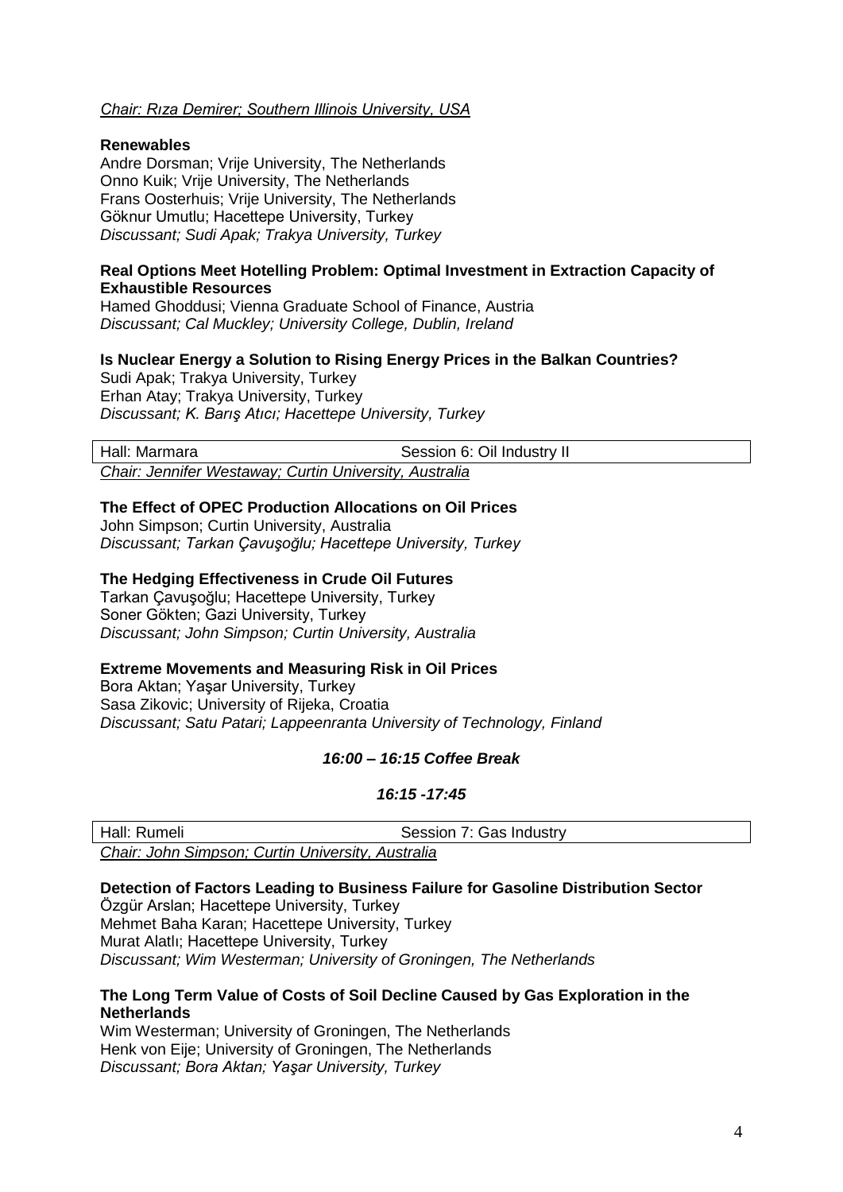*Chair: Rıza Demirer; Southern Illinois University, USA*

**Renewables**
Andre Dorsman; Vrije University, The Netherlands
Onno Kuik; Vrije University, The Netherlands
Frans Oosterhuis; Vrije University, The Netherlands
Göknur Umutlu; Hacettepe University, Turkey
*Discussant; Sudi Apak; Trakya University, Turkey*

**Real Options Meet Hotelling Problem: Optimal Investment in Extraction Capacity of Exhaustible Resources**
Hamed Ghoddusi; Vienna Graduate School of Finance, Austria
*Discussant; Cal Muckley; University College, Dublin, Ireland*

**Is Nuclear Energy a Solution to Rising Energy Prices in the Balkan Countries?**
Sudi Apak; Trakya University, Turkey
Erhan Atay; Trakya University, Turkey
*Discussant; K. Barış Atıcı; Hacettepe University, Turkey*

| Hall: Marmara | Session 6: Oil Industry II |
|---|---|

*Chair: Jennifer Westaway; Curtin University, Australia*

**The Effect of OPEC Production Allocations on Oil Prices**
John Simpson; Curtin University, Australia
*Discussant; Tarkan Çavuşoğlu; Hacettepe University, Turkey*

**The Hedging Effectiveness in Crude Oil Futures**
Tarkan Çavuşoğlu; Hacettepe University, Turkey
Soner Gökten; Gazi University, Turkey
*Discussant; John Simpson; Curtin University, Australia*

**Extreme Movements and Measuring Risk in Oil Prices**
Bora Aktan; Yaşar University, Turkey
Sasa Zikovic; University of Rijeka, Croatia
*Discussant; Satu Patari; Lappeenranta University of Technology, Finland*

***16:00 – 16:15 Coffee Break***

***16:15 -17:45***

| Hall: Rumeli | Session 7: Gas Industry |
|---|---|

*Chair: John Simpson; Curtin University, Australia*

**Detection of Factors Leading to Business Failure for Gasoline Distribution Sector**
Özgür Arslan; Hacettepe University, Turkey
Mehmet Baha Karan; Hacettepe University, Turkey
Murat Alatlı; Hacettepe University, Turkey
*Discussant; Wim Westerman; University of Groningen, The Netherlands*

**The Long Term Value of Costs of Soil Decline Caused by Gas Exploration in the Netherlands**
Wim Westerman; University of Groningen, The Netherlands
Henk von Eije; University of Groningen, The Netherlands
*Discussant; Bora Aktan; Yaşar University, Turkey*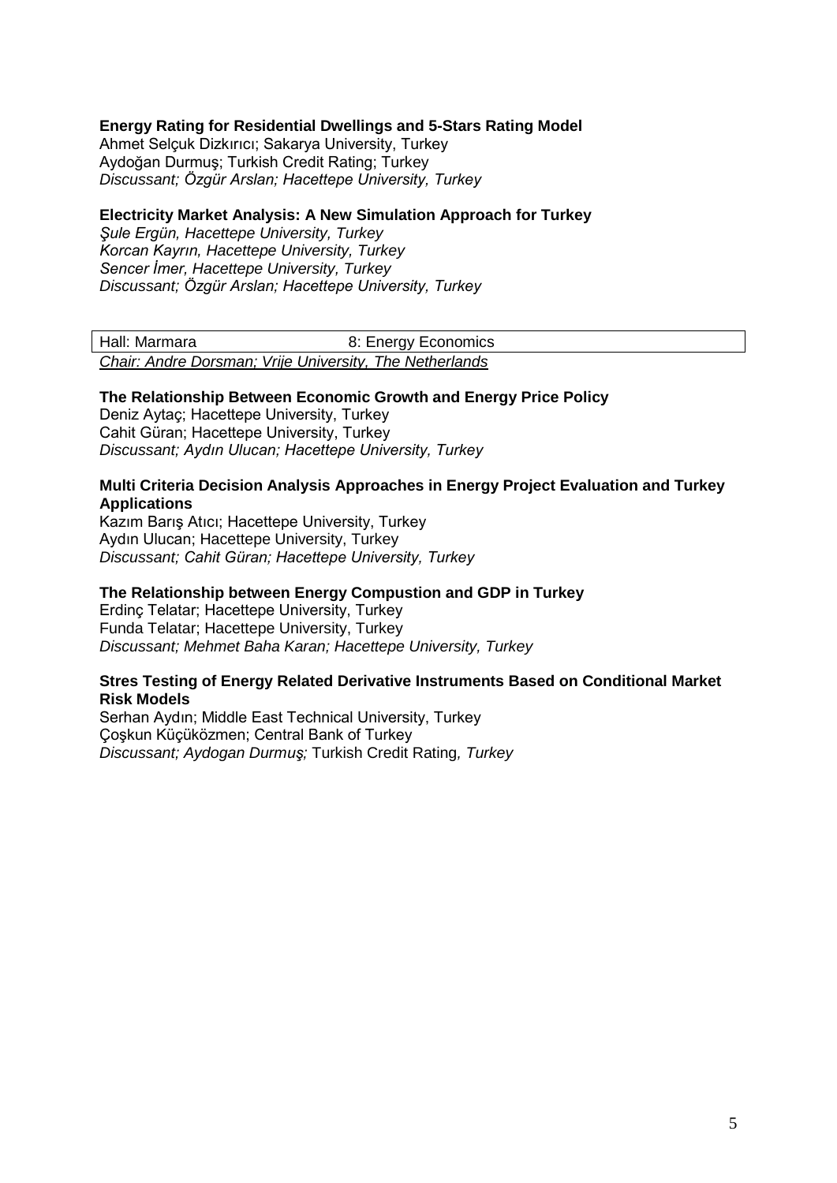**Energy Rating for Residential Dwellings and 5-Stars Rating Model**
Ahmet Selçuk Dizkırıcı; Sakarya University, Turkey
Aydoğan Durmuş; Turkish Credit Rating; Turkey
*Discussant; Özgür Arslan; Hacettepe University, Turkey*

**Electricity Market Analysis: A New Simulation Approach for Turkey**
*Şule Ergün, Hacettepe University, Turkey*
*Korcan Kayrın, Hacettepe University, Turkey*
*Sencer İmer, Hacettepe University, Turkey*
*Discussant; Özgür Arslan; Hacettepe University, Turkey*

| Hall: Marmara | 8: Energy Economics |
|---|---|

*Chair: Andre Dorsman; Vrije University, The Netherlands*

**The Relationship Between Economic Growth and Energy Price Policy**
Deniz Aytaç; Hacettepe University, Turkey
Cahit Güran; Hacettepe University, Turkey
*Discussant; Aydın Ulucan; Hacettepe University, Turkey*

**Multi Criteria Decision Analysis Approaches in Energy Project Evaluation and Turkey Applications**
Kazım Barış Atıcı; Hacettepe University, Turkey
Aydın Ulucan; Hacettepe University, Turkey
*Discussant; Cahit Güran; Hacettepe University, Turkey*

**The Relationship between Energy Compustion and GDP in Turkey**
Erdinç Telatar; Hacettepe University, Turkey
Funda Telatar; Hacettepe University, Turkey
*Discussant; Mehmet Baha Karan; Hacettepe University, Turkey*

**Stres Testing of Energy Related Derivative Instruments Based on Conditional Market Risk Models**
Serhan Aydın; Middle East Technical University, Turkey
Çoşkun Küçüközmen; Central Bank of Turkey
*Discussant; Aydogan Durmuş;* Turkish Credit Rating*, Turkey*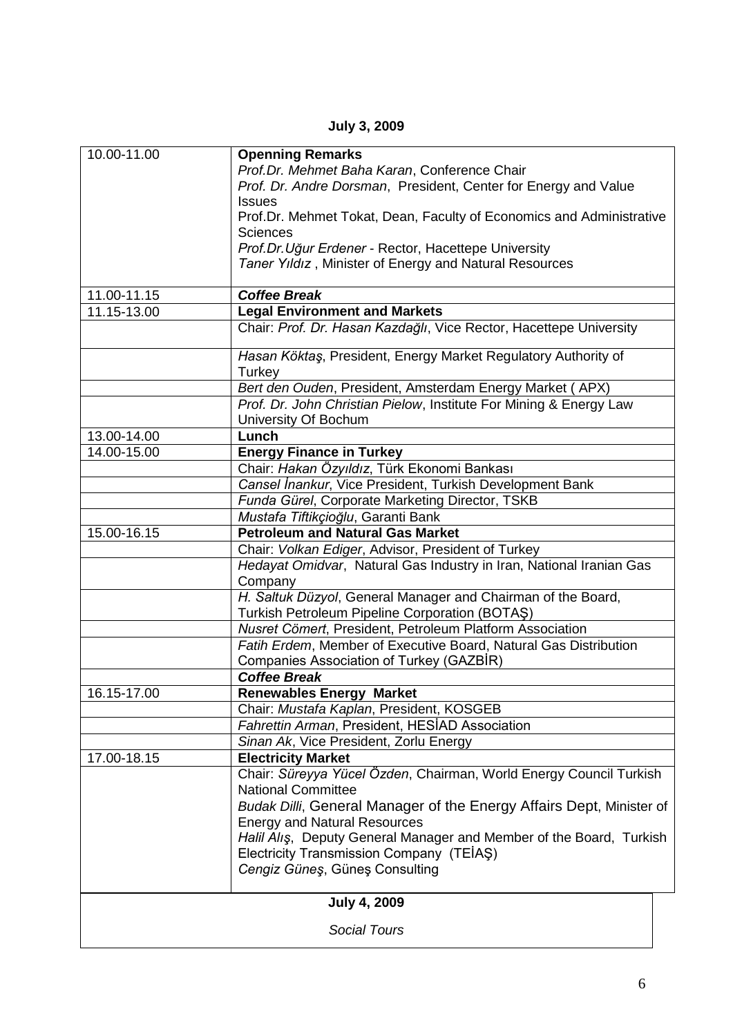**July 3, 2009**

| | |
|---|---|
| 10.00-11.00 | **Openning Remarks**<br>*Prof.Dr. Mehmet Baha Karan*, Conference Chair<br>*Prof. Dr. Andre Dorsman*, President, Center for Energy and Value Issues<br>Prof.Dr. Mehmet Tokat, Dean, Faculty of Economics and Administrative Sciences<br>*Prof.Dr.Uğur Erdener* - Rector, Hacettepe University<br>*Taner Yıldız* , Minister of Energy and Natural Resources |
| 11.00-11.15 | ***Coffee Break*** |
| 11.15-13.00 | **Legal Environment and Markets** |
| | Chair: *Prof. Dr. Hasan Kazdağlı*, Vice Rector, Hacettepe University |
| | *Hasan Köktaş*, President, Energy Market Regulatory Authority of Turkey |
| | *Bert den Ouden*, President, Amsterdam Energy Market ( APX) |
| | *Prof. Dr. John Christian Pielow*, Institute For Mining & Energy Law University Of Bochum |
| 13.00-14.00 | **Lunch** |
| 14.00-15.00 | **Energy Finance in Turkey** |
| | Chair: *Hakan Özyıldız*, Türk Ekonomi Bankası |
| | *Cansel İnankur*, Vice President, Turkish Development Bank |
| | *Funda Gürel*, Corporate Marketing Director, TSKB |
| | *Mustafa Tiftikçioğlu*, Garanti Bank |
| 15.00-16.15 | **Petroleum and Natural Gas Market** |
| | Chair: *Volkan Ediger*, Advisor, President of Turkey |
| | *Hedayat Omidvar*, Natural Gas Industry in Iran, National Iranian Gas Company |
| | *H. Saltuk Düzyol*, General Manager and Chairman of the Board, Turkish Petroleum Pipeline Corporation (BOTAŞ) |
| | *Nusret Cömert*, President, Petroleum Platform Association |
| | *Fatih Erdem*, Member of Executive Board, Natural Gas Distribution Companies Association of Turkey (GAZBİR) |
| | ***Coffee Break*** |
| 16.15-17.00 | **Renewables Energy Market** |
| | Chair: *Mustafa Kaplan*, President, KOSGEB |
| | *Fahrettin Arman*, President, HESİAD Association |
| | *Sinan Ak*, Vice President, Zorlu Energy |
| 17.00-18.15 | **Electricity Market** |
| | Chair: *Süreyya Yücel Özden*, Chairman, World Energy Council Turkish National Committee<br>*Budak Dilli*, General Manager of the Energy Affairs Dept, Minister of Energy and Natural Resources<br>*Halil Alış*, Deputy General Manager and Member of the Board, Turkish Electricity Transmission Company (TEİAŞ)<br>*Cengiz Güneş*, Güneş Consulting |

**July 4, 2009**

*Social Tours*